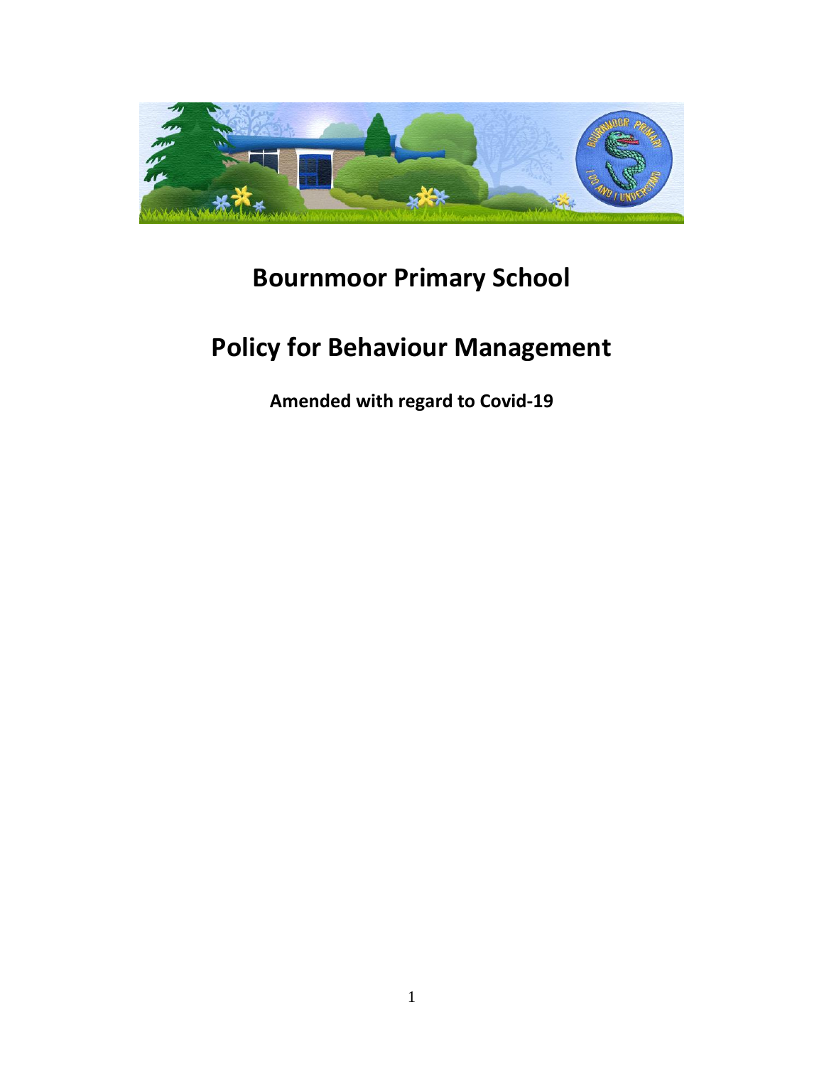# Bournmoor Primary School

# Policy for Behaviour Management

**Amended with regard to Covid-19**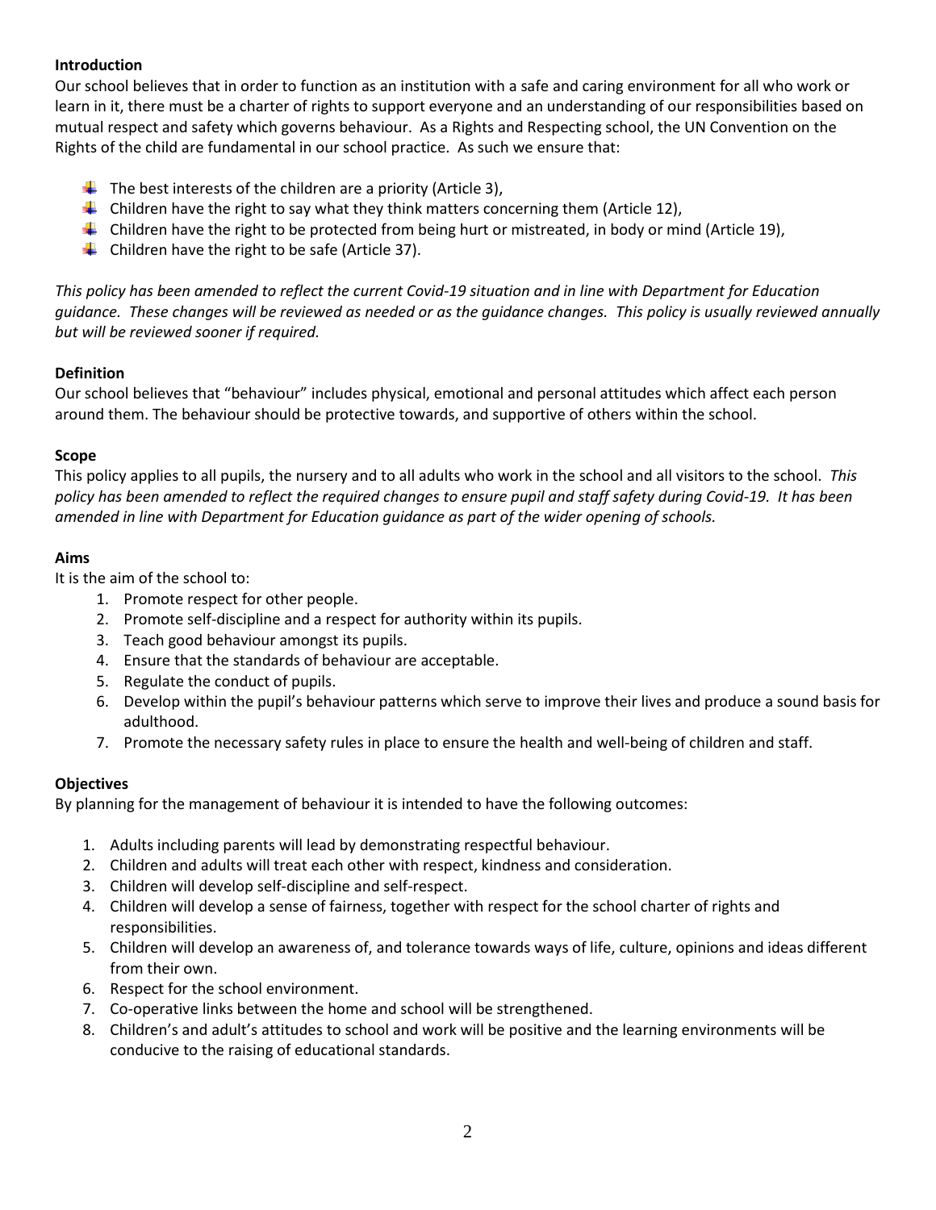**Introduction**

Our school believes that in order to function as an institution with a safe and caring environment for all who work or learn in it, there must be a charter of rights to support everyone and an understanding of our responsibilities based on mutual respect and safety which governs behaviour. As a Rights and Respecting school, the UN Convention on the Rights of the child are fundamental in our school practice. As such we ensure that:

- The best interests of the children are a priority (Article 3),
- Children have the right to say what they think matters concerning them (Article 12),
- Children have the right to be protected from being hurt or mistreated, in body or mind (Article 19),
- Children have the right to be safe (Article 37).

*This policy has been amended to reflect the current Covid-19 situation and in line with Department for Education guidance. These changes will be reviewed as needed or as the guidance changes. This policy is usually reviewed annually but will be reviewed sooner if required.*

**Definition**

Our school believes that "behaviour" includes physical, emotional and personal attitudes which affect each person around them. The behaviour should be protective towards, and supportive of others within the school.

**Scope**

This policy applies to all pupils, the nursery and to all adults who work in the school and all visitors to the school. *This policy has been amended to reflect the required changes to ensure pupil and staff safety during Covid-19. It has been amended in line with Department for Education guidance as part of the wider opening of schools.*

**Aims**

It is the aim of the school to:

1. Promote respect for other people.
2. Promote self-discipline and a respect for authority within its pupils.
3. Teach good behaviour amongst its pupils.
4. Ensure that the standards of behaviour are acceptable.
5. Regulate the conduct of pupils.
6. Develop within the pupil's behaviour patterns which serve to improve their lives and produce a sound basis for adulthood.
7. Promote the necessary safety rules in place to ensure the health and well-being of children and staff.

**Objectives**

By planning for the management of behaviour it is intended to have the following outcomes:

1. Adults including parents will lead by demonstrating respectful behaviour.
2. Children and adults will treat each other with respect, kindness and consideration.
3. Children will develop self-discipline and self-respect.
4. Children will develop a sense of fairness, together with respect for the school charter of rights and responsibilities.
5. Children will develop an awareness of, and tolerance towards ways of life, culture, opinions and ideas different from their own.
6. Respect for the school environment.
7. Co-operative links between the home and school will be strengthened.
8. Children's and adult's attitudes to school and work will be positive and the learning environments will be conducive to the raising of educational standards.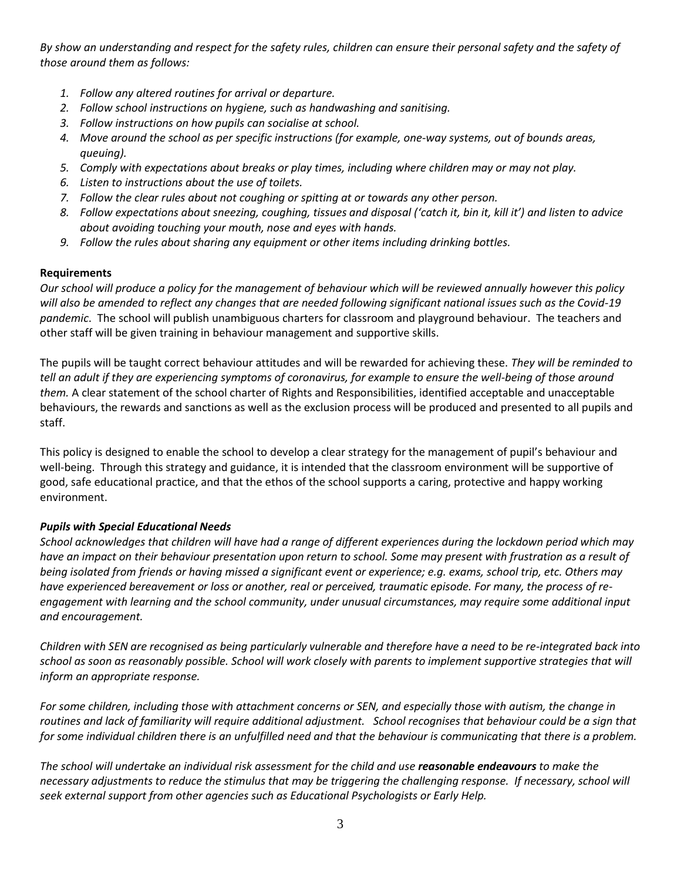*By show an understanding and respect for the safety rules, children can ensure their personal safety and the safety of those around them as follows:*

1. *Follow any altered routines for arrival or departure.*
2. *Follow school instructions on hygiene, such as handwashing and sanitising.*
3. *Follow instructions on how pupils can socialise at school.*
4. *Move around the school as per specific instructions (for example, one-way systems, out of bounds areas, queuing).*
5. *Comply with expectations about breaks or play times, including where children may or may not play.*
6. *Listen to instructions about the use of toilets.*
7. *Follow the clear rules about not coughing or spitting at or towards any other person.*
8. *Follow expectations about sneezing, coughing, tissues and disposal ('catch it, bin it, kill it') and listen to advice about avoiding touching your mouth, nose and eyes with hands.*
9. *Follow the rules about sharing any equipment or other items including drinking bottles.*

**Requirements**

*Our school will produce a policy for the management of behaviour which will be reviewed annually however this policy will also be amended to reflect any changes that are needed following significant national issues such as the Covid-19 pandemic.* The school will publish unambiguous charters for classroom and playground behaviour. The teachers and other staff will be given training in behaviour management and supportive skills.

The pupils will be taught correct behaviour attitudes and will be rewarded for achieving these. *They will be reminded to tell an adult if they are experiencing symptoms of coronavirus, for example to ensure the well-being of those around them.* A clear statement of the school charter of Rights and Responsibilities, identified acceptable and unacceptable behaviours, the rewards and sanctions as well as the exclusion process will be produced and presented to all pupils and staff.

This policy is designed to enable the school to develop a clear strategy for the management of pupil's behaviour and well-being. Through this strategy and guidance, it is intended that the classroom environment will be supportive of good, safe educational practice, and that the ethos of the school supports a caring, protective and happy working environment.

***Pupils with Special Educational Needs***

*School acknowledges that children will have had a range of different experiences during the lockdown period which may have an impact on their behaviour presentation upon return to school. Some may present with frustration as a result of being isolated from friends or having missed a significant event or experience; e.g. exams, school trip, etc. Others may have experienced bereavement or loss or another, real or perceived, traumatic episode. For many, the process of re-engagement with learning and the school community, under unusual circumstances, may require some additional input and encouragement.*

*Children with SEN are recognised as being particularly vulnerable and therefore have a need to be re-integrated back into school as soon as reasonably possible. School will work closely with parents to implement supportive strategies that will inform an appropriate response.*

*For some children, including those with attachment concerns or SEN, and especially those with autism, the change in routines and lack of familiarity will require additional adjustment. School recognises that behaviour could be a sign that for some individual children there is an unfulfilled need and that the behaviour is communicating that there is a problem.*

*The school will undertake an individual risk assessment for the child and use **reasonable endeavours** to make the necessary adjustments to reduce the stimulus that may be triggering the challenging response. If necessary, school will seek external support from other agencies such as Educational Psychologists or Early Help.*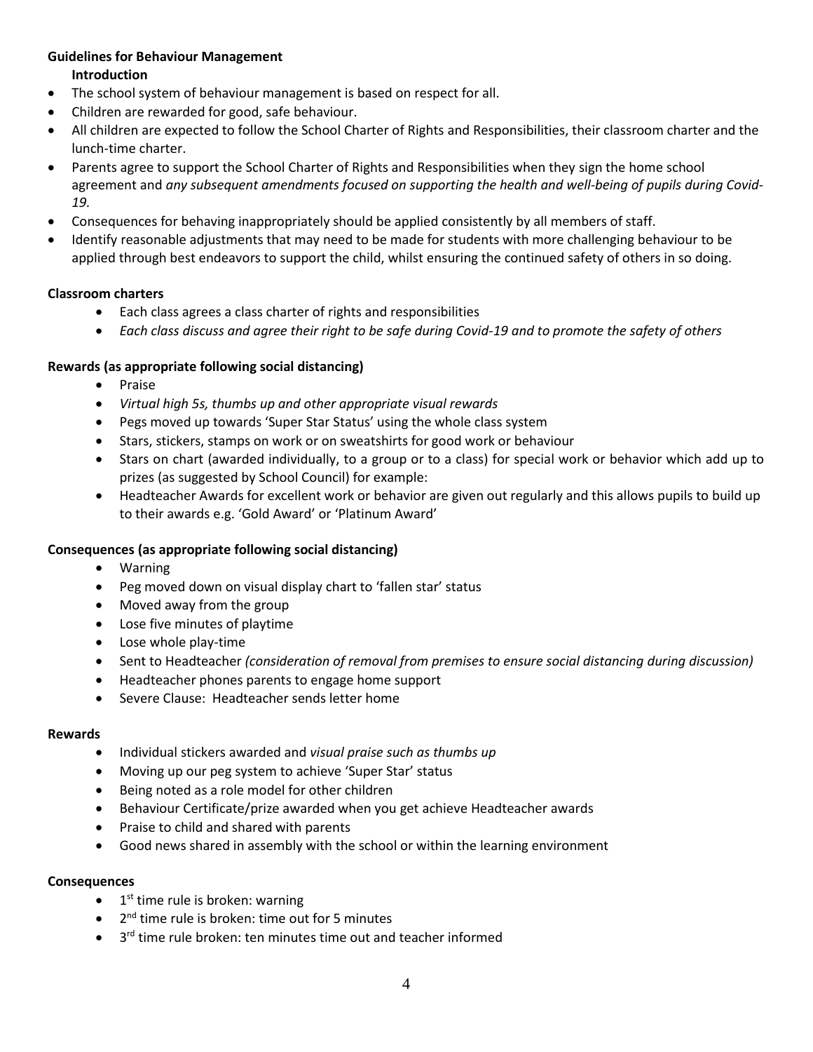**Guidelines for Behaviour Management**

**Introduction**

- The school system of behaviour management is based on respect for all.
- Children are rewarded for good, safe behaviour.
- All children are expected to follow the School Charter of Rights and Responsibilities, their classroom charter and the lunch-time charter.
- Parents agree to support the School Charter of Rights and Responsibilities when they sign the home school agreement and *any subsequent amendments focused on supporting the health and well-being of pupils during Covid-19.*
- Consequences for behaving inappropriately should be applied consistently by all members of staff.
- Identify reasonable adjustments that may need to be made for students with more challenging behaviour to be applied through best endeavors to support the child, whilst ensuring the continued safety of others in so doing.

**Classroom charters**

- Each class agrees a class charter of rights and responsibilities
- *Each class discuss and agree their right to be safe during Covid-19 and to promote the safety of others*

**Rewards (as appropriate following social distancing)**

- Praise
- *Virtual high 5s, thumbs up and other appropriate visual rewards*
- Pegs moved up towards 'Super Star Status' using the whole class system
- Stars, stickers, stamps on work or on sweatshirts for good work or behaviour
- Stars on chart (awarded individually, to a group or to a class) for special work or behavior which add up to prizes (as suggested by School Council) for example:
- Headteacher Awards for excellent work or behavior are given out regularly and this allows pupils to build up to their awards e.g. 'Gold Award' or 'Platinum Award'

**Consequences (as appropriate following social distancing)**

- Warning
- Peg moved down on visual display chart to 'fallen star' status
- Moved away from the group
- Lose five minutes of playtime
- Lose whole play-time
- Sent to Headteacher *(consideration of removal from premises to ensure social distancing during discussion)*
- Headteacher phones parents to engage home support
- Severe Clause: Headteacher sends letter home

**Rewards**

- Individual stickers awarded and *visual praise such as thumbs up*
- Moving up our peg system to achieve 'Super Star' status
- Being noted as a role model for other children
- Behaviour Certificate/prize awarded when you get achieve Headteacher awards
- Praise to child and shared with parents
- Good news shared in assembly with the school or within the learning environment

**Consequences**

- 1st time rule is broken: warning
- 2nd time rule is broken: time out for 5 minutes
- 3rd time rule broken: ten minutes time out and teacher informed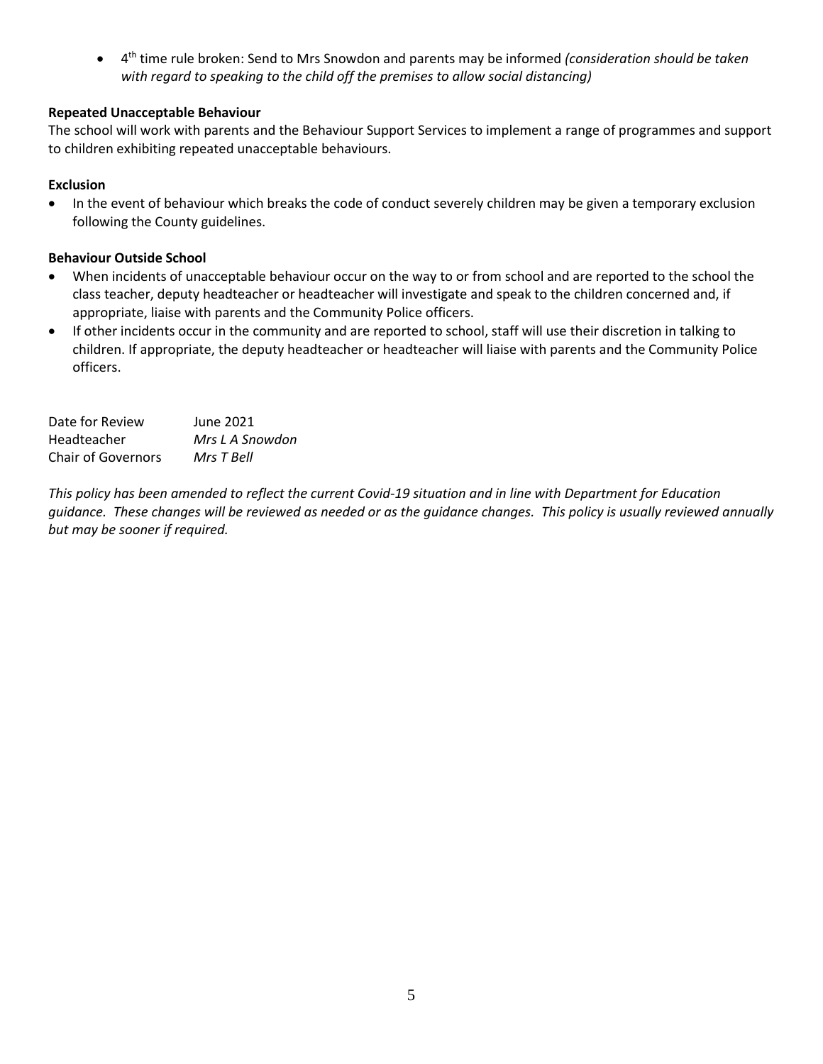- 4th time rule broken: Send to Mrs Snowdon and parents may be informed *(consideration should be taken with regard to speaking to the child off the premises to allow social distancing)*

**Repeated Unacceptable Behaviour**

The school will work with parents and the Behaviour Support Services to implement a range of programmes and support to children exhibiting repeated unacceptable behaviours.

**Exclusion**

- In the event of behaviour which breaks the code of conduct severely children may be given a temporary exclusion following the County guidelines.

**Behaviour Outside School**

- When incidents of unacceptable behaviour occur on the way to or from school and are reported to the school the class teacher, deputy headteacher or headteacher will investigate and speak to the children concerned and, if appropriate, liaise with parents and the Community Police officers.
- If other incidents occur in the community and are reported to school, staff will use their discretion in talking to children. If appropriate, the deputy headteacher or headteacher will liaise with parents and the Community Police officers.

| | |
|---|---|
| Date for Review | June 2021 |
| Headteacher | *Mrs L A Snowdon* |
| Chair of Governors | *Mrs T Bell* |

*This policy has been amended to reflect the current Covid-19 situation and in line with Department for Education guidance. These changes will be reviewed as needed or as the guidance changes. This policy is usually reviewed annually but may be sooner if required.*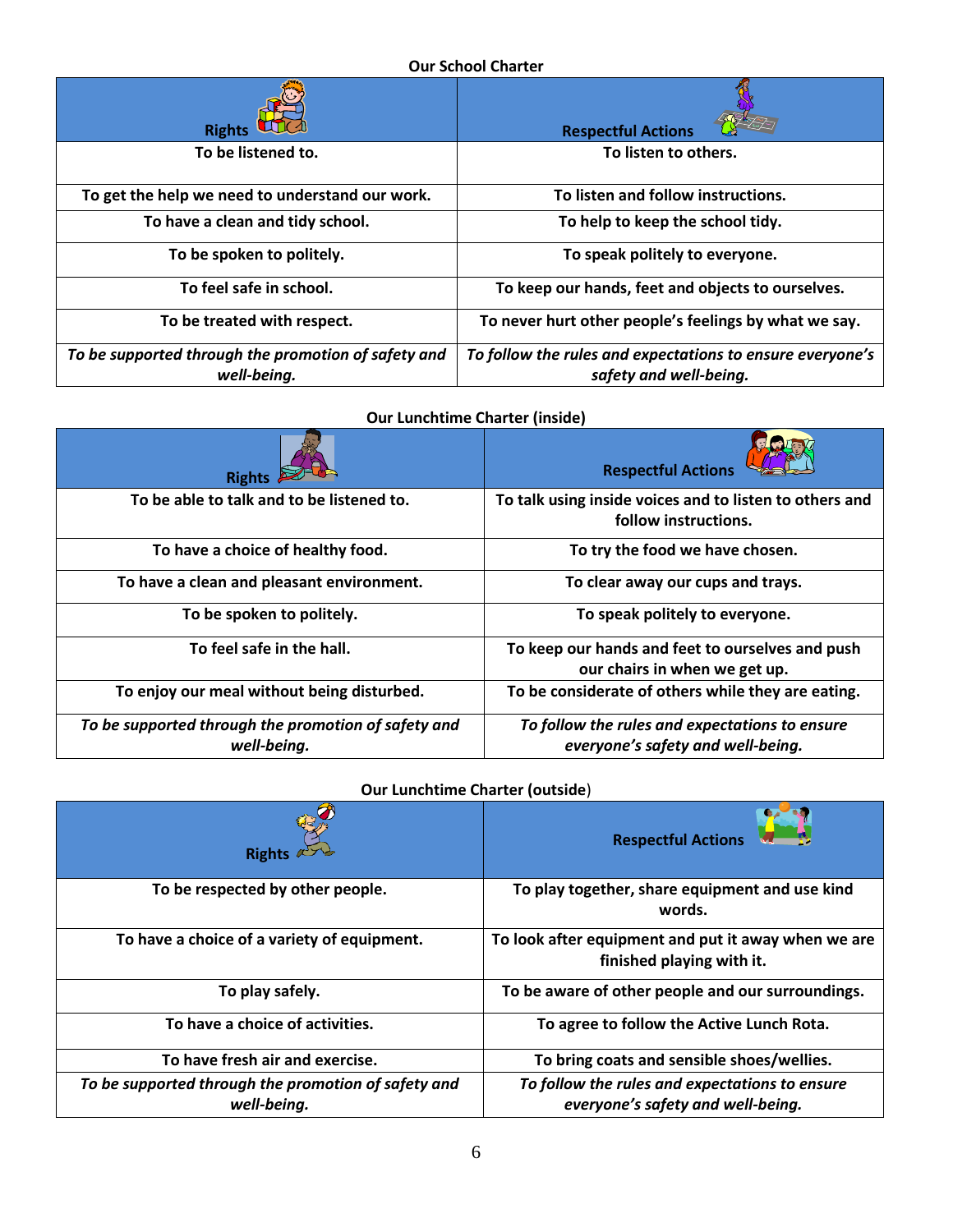**Our School Charter**

| Rights | Respectful Actions |
|---|---|
| To be listened to. | To listen to others. |
| To get the help we need to understand our work. | To listen and follow instructions. |
| To have a clean and tidy school. | To help to keep the school tidy. |
| To be spoken to politely. | To speak politely to everyone. |
| To feel safe in school. | To keep our hands, feet and objects to ourselves. |
| To be treated with respect. | To never hurt other people's feelings by what we say. |
| *To be supported through the promotion of safety and well-being.* | *To follow the rules and expectations to ensure everyone's safety and well-being.* |

**Our Lunchtime Charter (inside)**

| Rights | Respectful Actions |
|---|---|
| To be able to talk and to be listened to. | To talk using inside voices and to listen to others and follow instructions. |
| To have a choice of healthy food. | To try the food we have chosen. |
| To have a clean and pleasant environment. | To clear away our cups and trays. |
| To be spoken to politely. | To speak politely to everyone. |
| To feel safe in the hall. | To keep our hands and feet to ourselves and push our chairs in when we get up. |
| To enjoy our meal without being disturbed. | To be considerate of others while they are eating. |
| *To be supported through the promotion of safety and well-being.* | *To follow the rules and expectations to ensure everyone's safety and well-being.* |

**Our Lunchtime Charter (outside)**

| Rights | Respectful Actions |
|---|---|
| To be respected by other people. | To play together, share equipment and use kind words. |
| To have a choice of a variety of equipment. | To look after equipment and put it away when we are finished playing with it. |
| To play safely. | To be aware of other people and our surroundings. |
| To have a choice of activities. | To agree to follow the Active Lunch Rota. |
| To have fresh air and exercise. | To bring coats and sensible shoes/wellies. |
| *To be supported through the promotion of safety and well-being.* | *To follow the rules and expectations to ensure everyone's safety and well-being.* |